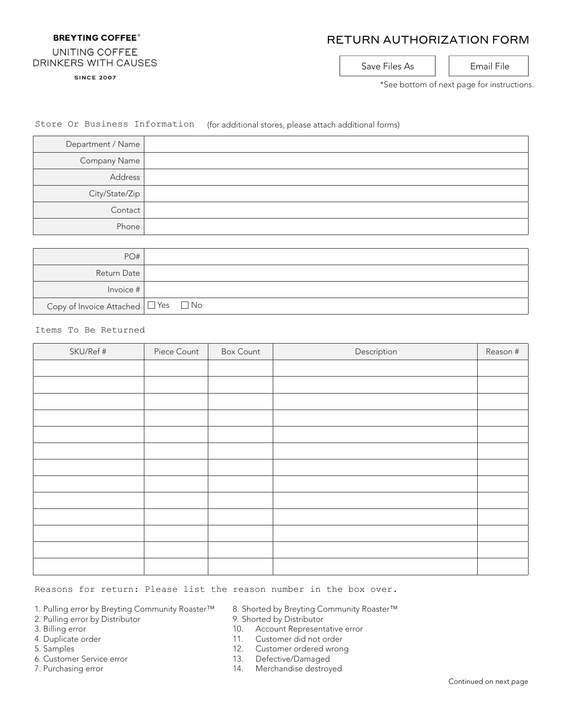**BREYTING COFFEE®**

UNITING COFFEE DRINKERS WITH CAUSES

SINCE 2007

# RETURN AUTHORIZATION FORM

Save Files As | Email File

*See bottom of next page for instructions.

Store Or Business Information (for additional stores, please attach additional forms)

| | |
|---|---|
| Department / Name | |
| Company Name | |
| Address | |
| City/State/Zip | |
| Contact | |
| Phone | |

| | |
|---|---|
| PO# | |
| Return Date | |
| Invoice # | |
| Copy of Invoice Attached | ☐ Yes ☐ No |

Items To Be Returned

| SKU/Ref # | Piece Count | Box Count | Description | Reason # |
|---|---|---|---|---|
| | | | | |
| | | | | |
| | | | | |
| | | | | |
| | | | | |
| | | | | |
| | | | | |
| | | | | |
| | | | | |
| | | | | |
| | | | | |
| | | | | |
| | | | | |

Reasons for return: Please list the reason number in the box over.

1. Pulling error by Breyting Community Roaster™
2. Pulling error by Distributor
3. Billing error
4. Duplicate order
5. Samples
6. Customer Service error
7. Purchasing error
8. Shorted by Breyting Community Roaster™
9. Shorted by Distributor
10. Account Representative error
11. Customer did not order
12. Customer ordered wrong
13. Defective/Damaged
14. Merchandise destroyed

Continued on next page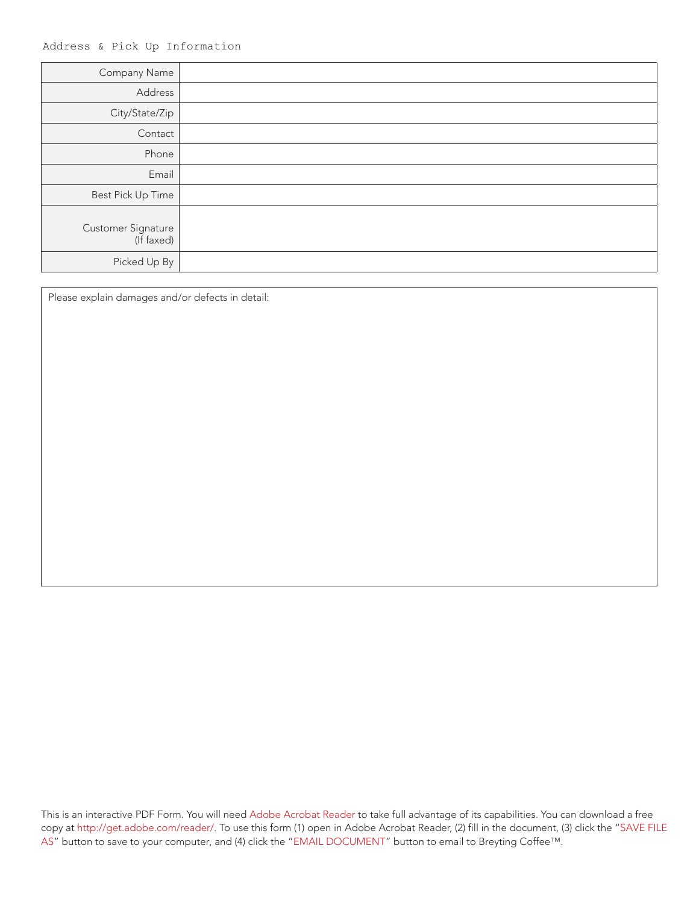Address & Pick Up Information

| | |
|---|---|
| Company Name | |
| Address | |
| City/State/Zip | |
| Contact | |
| Phone | |
| Email | |
| Best Pick Up Time | |
| Customer Signature (If faxed) | |
| Picked Up By | |

Please explain damages and/or defects in detail:

This is an interactive PDF Form. You will need Adobe Acrobat Reader to take full advantage of its capabilities. You can download a free copy at http://get.adobe.com/reader/. To use this form (1) open in Adobe Acrobat Reader, (2) fill in the document, (3) click the "SAVE FILE AS" button to save to your computer, and (4) click the "EMAIL DOCUMENT" button to email to Breyting Coffee™.